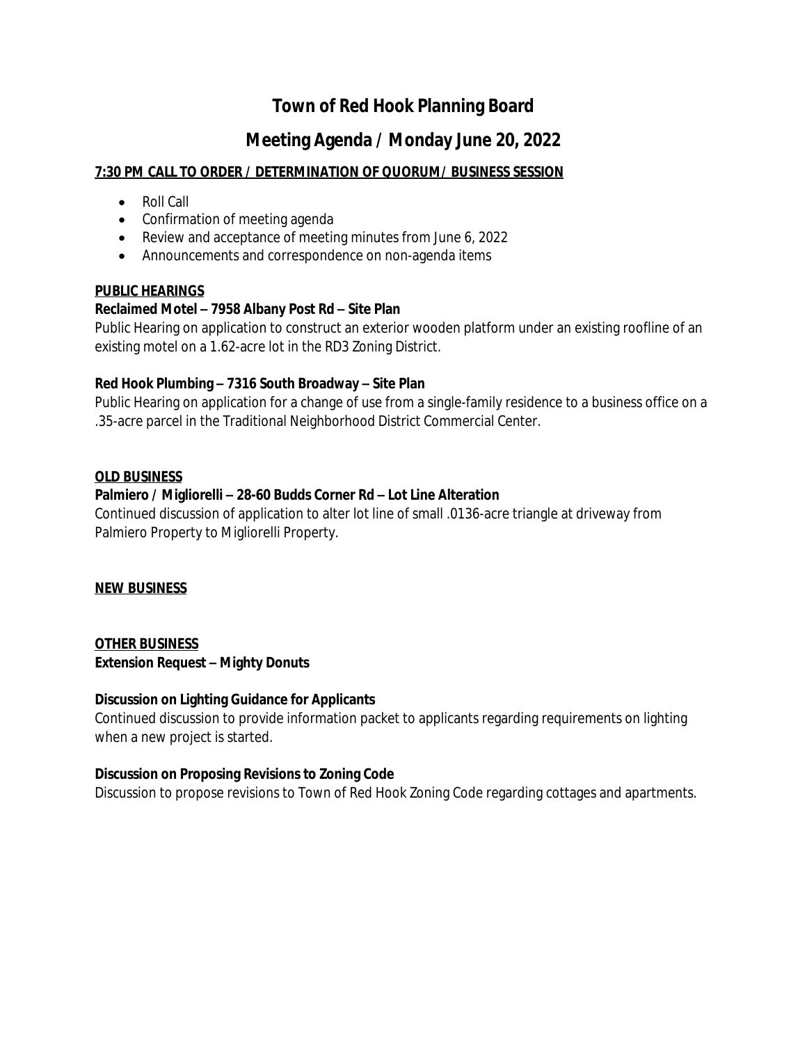# Town of Red Hook Planning Board

## Meeting Agenda / Monday June 20, 2022

**7:30 PM CALL TO ORDER / DETERMINATION OF QUORUM/ BUSINESS SESSION**

- Roll Call
- Confirmation of meeting agenda
- Review and acceptance of meeting minutes from June 6, 2022
- Announcements and correspondence on non-agenda items

**PUBLIC HEARINGS**

**Reclaimed Motel – 7958 Albany Post Rd – Site Plan**

Public Hearing on application to construct an exterior wooden platform under an existing roofline of an existing motel on a 1.62-acre lot in the RD3 Zoning District.

**Red Hook Plumbing – 7316 South Broadway – Site Plan**

Public Hearing on application for a change of use from a single-family residence to a business office on a .35-acre parcel in the Traditional Neighborhood District Commercial Center.

**OLD BUSINESS**

**Palmiero / Migliorelli – 28-60 Budds Corner Rd – Lot Line Alteration**

Continued discussion of application to alter lot line of small .0136-acre triangle at driveway from Palmiero Property to Migliorelli Property.

**NEW BUSINESS**

**OTHER BUSINESS**

**Extension Request – Mighty Donuts**

**Discussion on Lighting Guidance for Applicants**

Continued discussion to provide information packet to applicants regarding requirements on lighting when a new project is started.

**Discussion on Proposing Revisions to Zoning Code**

Discussion to propose revisions to Town of Red Hook Zoning Code regarding cottages and apartments.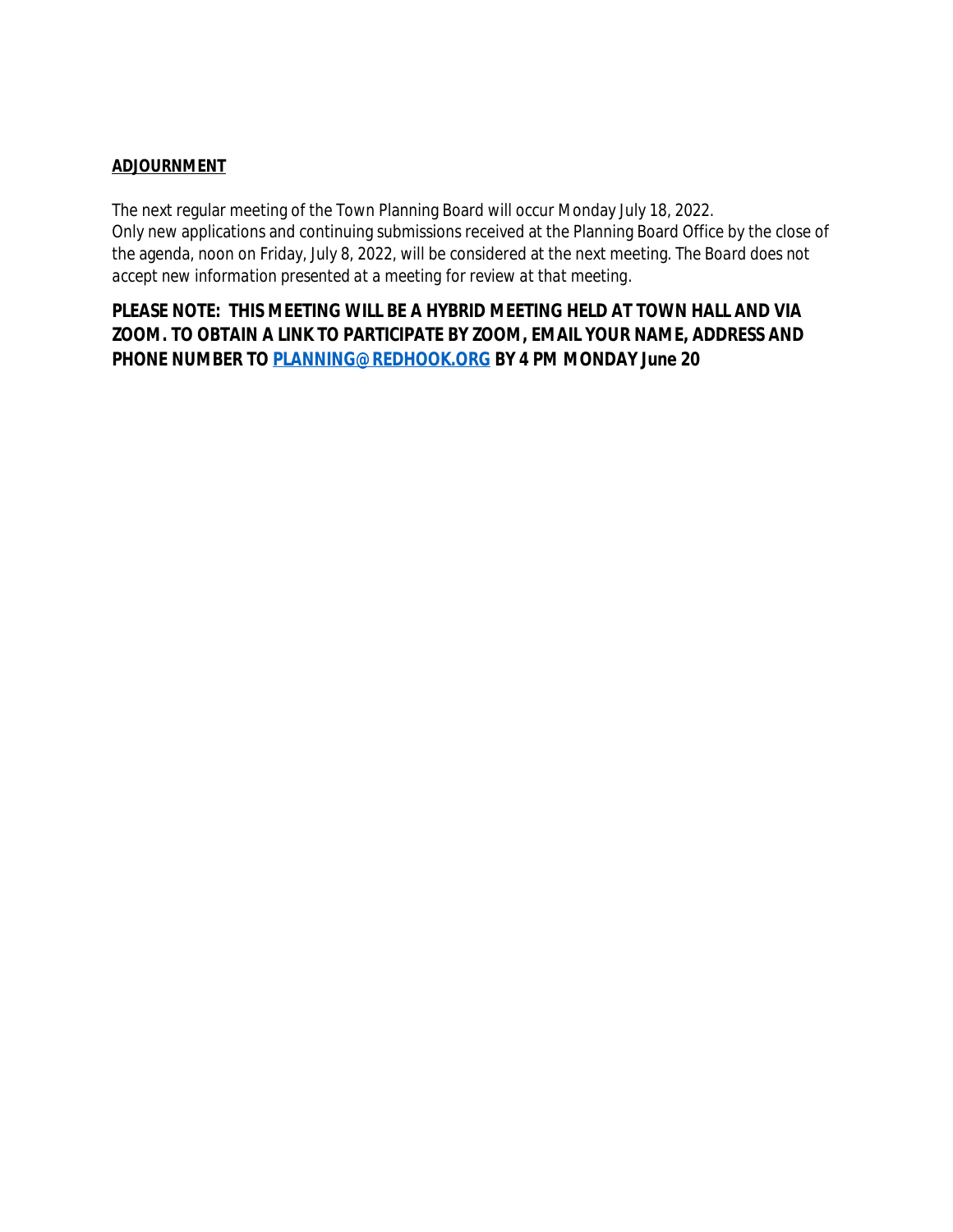**ADJOURNMENT**

The next regular meeting of the Town Planning Board will occur Monday July 18, 2022.
Only new applications and continuing submissions received at the Planning Board Office by the close of the agenda, noon on Friday, July 8, 2022, will be considered at the next meeting. The Board does not accept new information presented at a meeting for review at that meeting.

**PLEASE NOTE: THIS MEETING WILL BE A HYBRID MEETING HELD AT TOWN HALL AND VIA ZOOM. TO OBTAIN A LINK TO PARTICIPATE BY ZOOM, EMAIL YOUR NAME, ADDRESS AND PHONE NUMBER TO PLANNING@REDHOOK.ORG BY 4 PM MONDAY June 20**